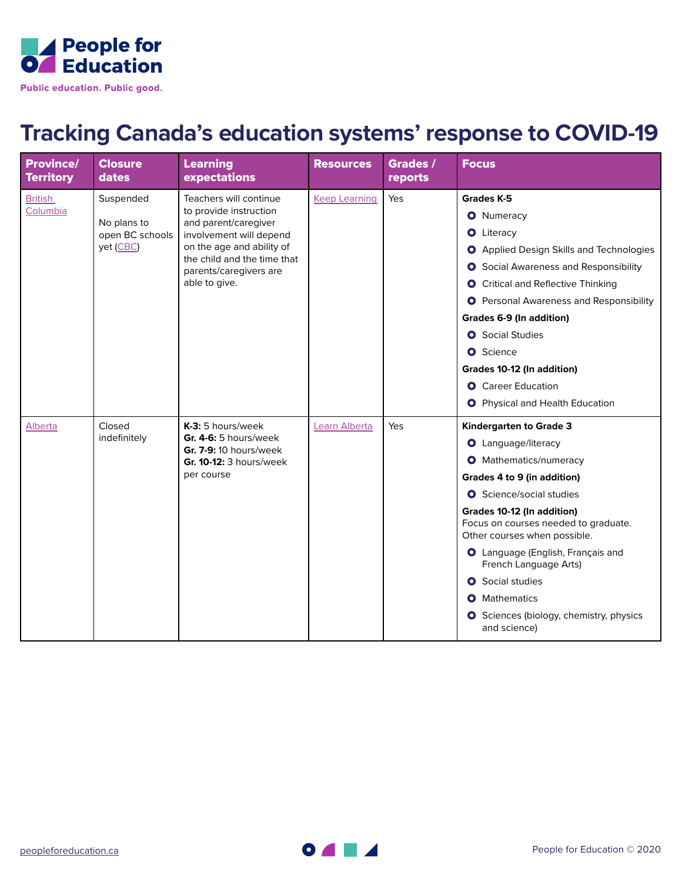People for Education

Public education. Public good.

# Tracking Canada's education systems' response to COVID-19

| Province/ Territory | Closure dates | Learning expectations | Resources | Grades / reports | Focus |
|---|---|---|---|---|---|
| British Columbia | Suspended<br><br>No plans to open BC schools yet (CBC) | Teachers will continue to provide instruction and parent/caregiver involvement will depend on the age and ability of the child and the time that parents/caregivers are able to give. | Keep Learning | Yes | **Grades K-5**<br>• Numeracy<br>• Literacy<br>• Applied Design Skills and Technologies<br>• Social Awareness and Responsibility<br>• Critical and Reflective Thinking<br>• Personal Awareness and Responsibility<br>**Grades 6-9 (In addition)**<br>• Social Studies<br>• Science<br>**Grades 10-12 (In addition)**<br>• Career Education<br>• Physical and Health Education |
| Alberta | Closed indefinitely | **K-3:** 5 hours/week<br>**Gr. 4-6:** 5 hours/week<br>**Gr. 7-9:** 10 hours/week<br>**Gr. 10-12:** 3 hours/week per course | Learn Alberta | Yes | **Kindergarten to Grade 3**<br>• Language/literacy<br>• Mathematics/numeracy<br>**Grades 4 to 9 (in addition)**<br>• Science/social studies<br>**Grades 10-12 (In addition)**<br>Focus on courses needed to graduate. Other courses when possible.<br>• Language (English, Français and French Language Arts)<br>• Social studies<br>• Mathematics<br>• Sciences (biology, chemistry, physics and science) |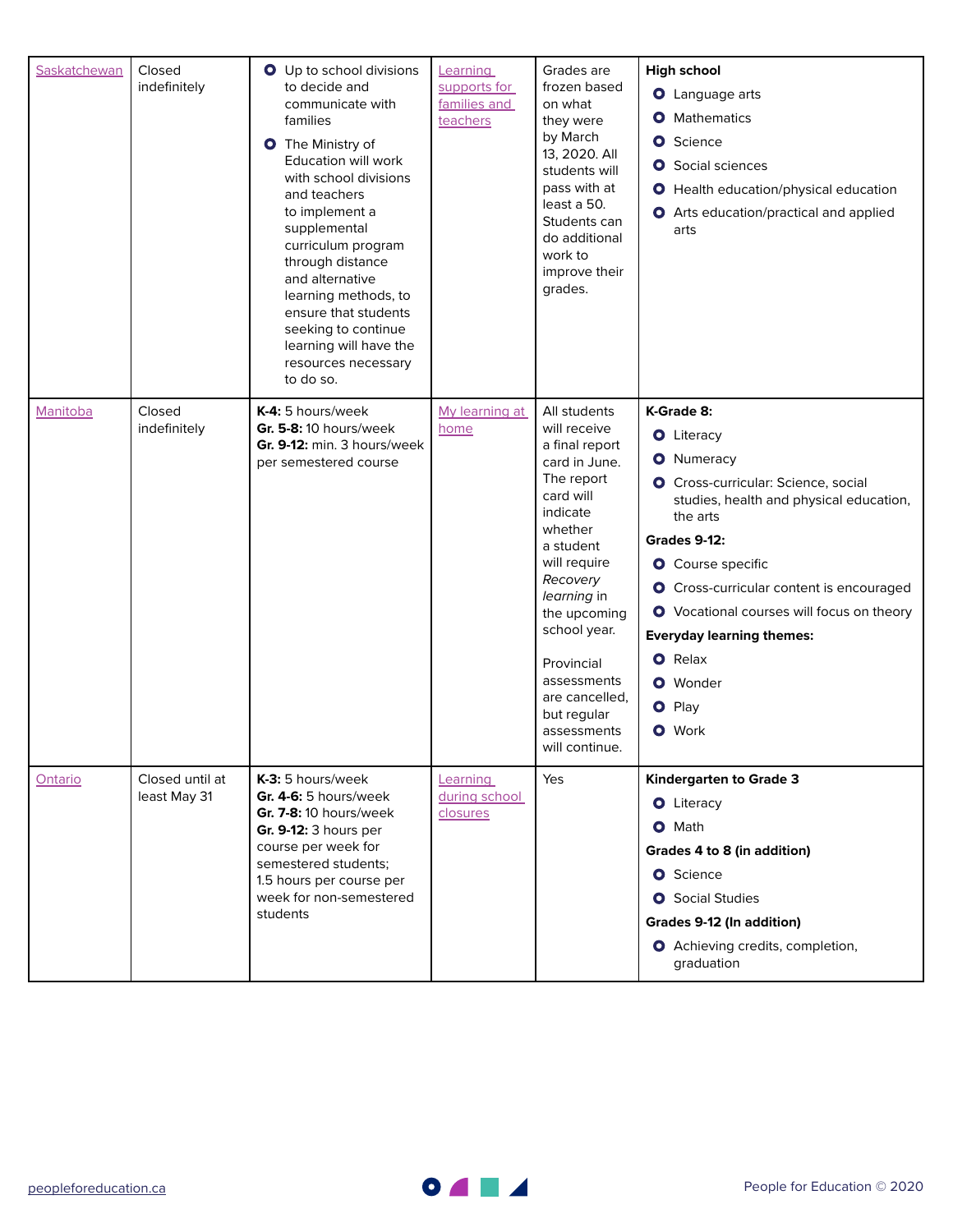| | | | | | |
|---|---|---|---|---|---|
| Saskatchewan | Closed indefinitely | • Up to school divisions to decide and communicate with families<br>• The Ministry of Education will work with school divisions and teachers to implement a supplemental curriculum program through distance and alternative learning methods, to ensure that students seeking to continue learning will have the resources necessary to do so. | Learning supports for families and teachers | Grades are frozen based on what they were by March 13, 2020. All students will pass with at least a 50. Students can do additional work to improve their grades. | **High school**<br>• Language arts<br>• Mathematics<br>• Science<br>• Social sciences<br>• Health education/physical education<br>• Arts education/practical and applied arts |
| Manitoba | Closed indefinitely | **K-4:** 5 hours/week<br>**Gr. 5-8:** 10 hours/week<br>**Gr. 9-12:** min. 3 hours/week per semestered course | My learning at home | All students will receive a final report card in June. The report card will indicate whether a student will require *Recovery learning* in the upcoming school year.<br><br>Provincial assessments are cancelled, but regular assessments will continue. | **K-Grade 8:**<br>• Literacy<br>• Numeracy<br>• Cross-curricular: Science, social studies, health and physical education, the arts<br>**Grades 9-12:**<br>• Course specific<br>• Cross-curricular content is encouraged<br>• Vocational courses will focus on theory<br>**Everyday learning themes:**<br>• Relax<br>• Wonder<br>• Play<br>• Work |
| Ontario | Closed until at least May 31 | **K-3:** 5 hours/week<br>**Gr. 4-6:** 5 hours/week<br>**Gr. 7-8:** 10 hours/week<br>**Gr. 9-12:** 3 hours per course per week for semestered students; 1.5 hours per course per week for non-semestered students | Learning during school closures | Yes | **Kindergarten to Grade 3**<br>• Literacy<br>• Math<br>**Grades 4 to 8 (in addition)**<br>• Science<br>• Social Studies<br>**Grades 9-12 (In addition)**<br>• Achieving credits, completion, graduation |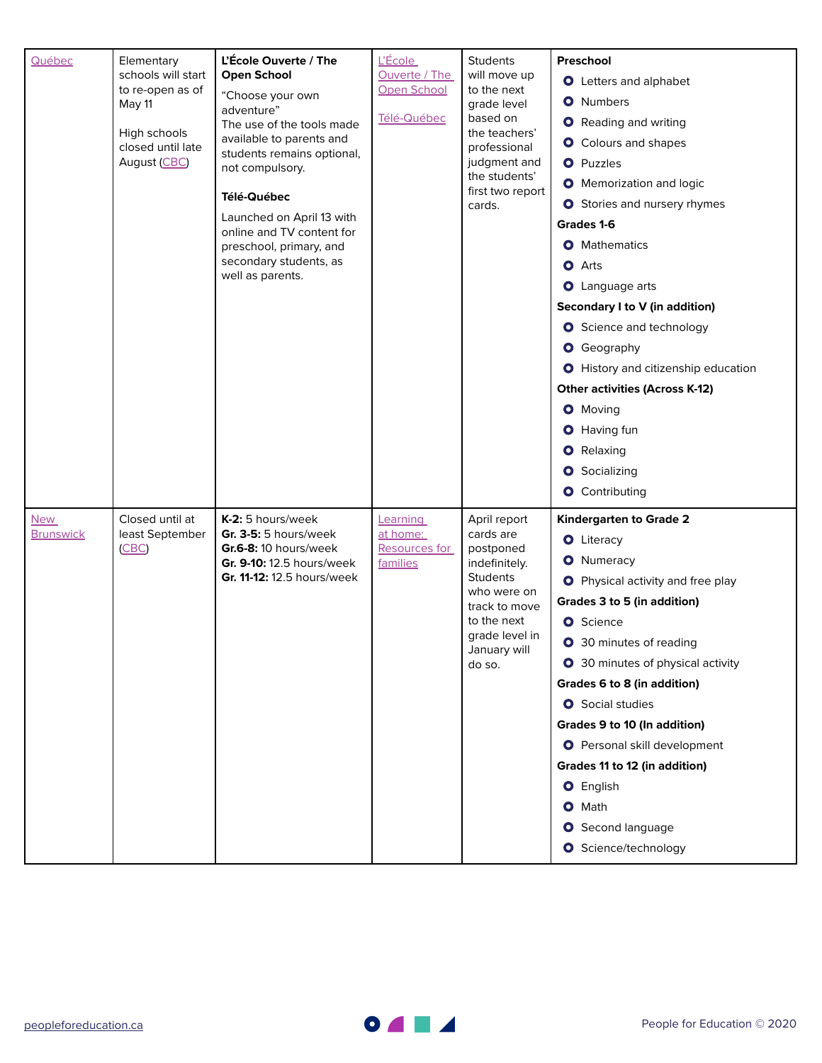| Québec | Elementary schools will start to re-open as of May 11<br><br>High schools closed until late August (CBC) | **L'École Ouverte / The Open School**<br>"Choose your own adventure"<br>The use of the tools made available to parents and students remains optional, not compulsory.<br><br>**Télé-Québec**<br>Launched on April 13 with online and TV content for preschool, primary, and secondary students, as well as parents. | L'École Ouverte / The Open School<br><br>Télé-Québec | Students will move up to the next grade level based on the teachers' professional judgment and the students' first two report cards. | **Preschool**<br>• Letters and alphabet<br>• Numbers<br>• Reading and writing<br>• Colours and shapes<br>• Puzzles<br>• Memorization and logic<br>• Stories and nursery rhymes<br>**Grades 1-6**<br>• Mathematics<br>• Arts<br>• Language arts<br>**Secondary I to V (in addition)**<br>• Science and technology<br>• Geography<br>• History and citizenship education<br>**Other activities (Across K-12)**<br>• Moving<br>• Having fun<br>• Relaxing<br>• Socializing<br>• Contributing |
|---|---|---|---|---|---|
| New Brunswick | Closed until at least September (CBC) | **K-2:** 5 hours/week<br>**Gr. 3-5:** 5 hours/week<br>**Gr.6-8:** 10 hours/week<br>**Gr. 9-10:** 12.5 hours/week<br>**Gr. 11-12:** 12.5 hours/week | Learning at home: Resources for families | April report cards are postponed indefinitely. Students who were on track to move to the next grade level in January will do so. | **Kindergarten to Grade 2**<br>• Literacy<br>• Numeracy<br>• Physical activity and free play<br>**Grades 3 to 5 (in addition)**<br>• Science<br>• 30 minutes of reading<br>• 30 minutes of physical activity<br>**Grades 6 to 8 (in addition)**<br>• Social studies<br>**Grades 9 to 10 (In addition)**<br>• Personal skill development<br>**Grades 11 to 12 (in addition)**<br>• English<br>• Math<br>• Second language<br>• Science/technology |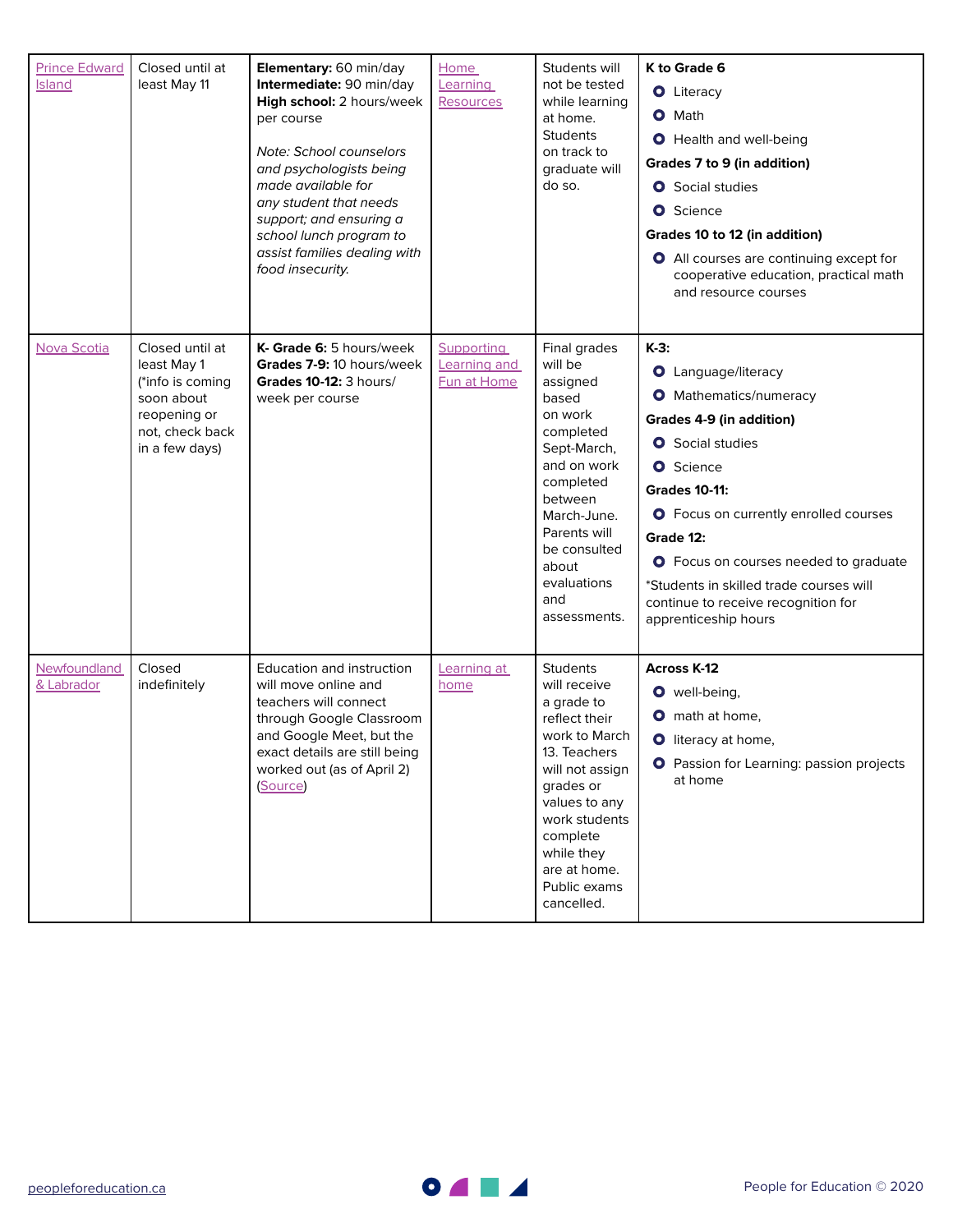| | | | | | |
|---|---|---|---|---|---|
| Prince Edward Island | Closed until at least May 11 | **Elementary:** 60 min/day<br>**Intermediate:** 90 min/day<br>**High school:** 2 hours/week per course<br><br>*Note: School counselors and psychologists being made available for any student that needs support; and ensuring a school lunch program to assist families dealing with food insecurity.* | Home Learning Resources | Students will not be tested while learning at home. Students on track to graduate will do so. | **K to Grade 6**<br>• Literacy<br>• Math<br>• Health and well-being<br>**Grades 7 to 9 (in addition)**<br>• Social studies<br>• Science<br>**Grades 10 to 12 (in addition)**<br>• All courses are continuing except for cooperative education, practical math and resource courses |
| Nova Scotia | Closed until at least May 1 (*info is coming soon about reopening or not, check back in a few days) | **K- Grade 6:** 5 hours/week<br>**Grades 7-9:** 10 hours/week<br>**Grades 10-12:** 3 hours/ week per course | Supporting Learning and Fun at Home | Final grades will be assigned based on work completed Sept-March, and on work completed between March-June. Parents will be consulted about evaluations and assessments. | **K-3:**<br>• Language/literacy<br>• Mathematics/numeracy<br>**Grades 4-9 (in addition)**<br>• Social studies<br>• Science<br>**Grades 10-11:**<br>• Focus on currently enrolled courses<br>**Grade 12:**<br>• Focus on courses needed to graduate<br>*Students in skilled trade courses will continue to receive recognition for apprenticeship hours |
| Newfoundland & Labrador | Closed indefinitely | Education and instruction will move online and teachers will connect through Google Classroom and Google Meet, but the exact details are still being worked out (as of April 2) (Source) | Learning at home | Students will receive a grade to reflect their work to March 13. Teachers will not assign grades or values to any work students complete while they are at home. Public exams cancelled. | **Across K-12**<br>• well-being,<br>• math at home,<br>• literacy at home,<br>• Passion for Learning: passion projects at home |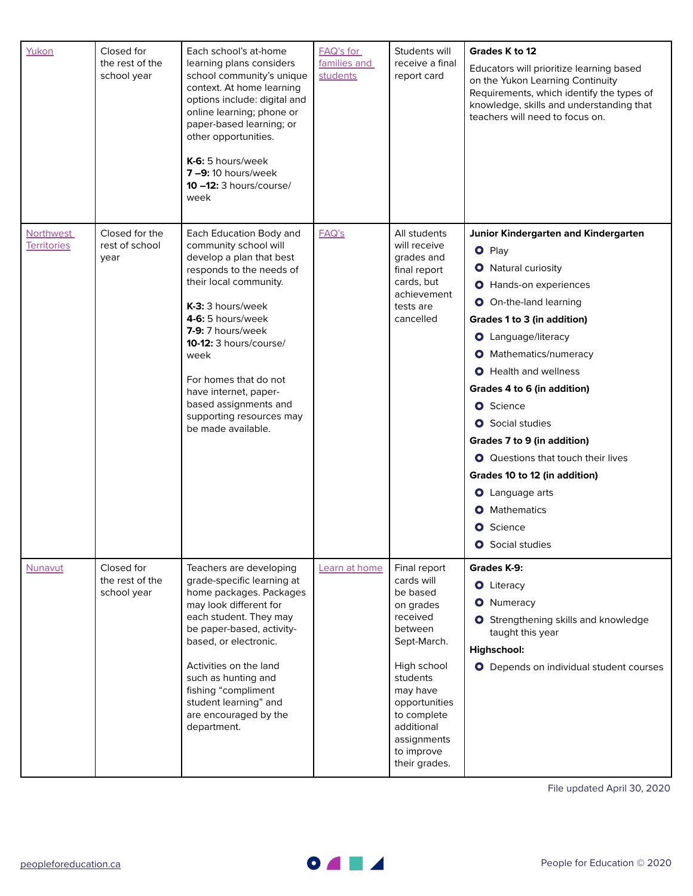| | | | | | |
|---|---|---|---|---|---|
| Yukon | Closed for the rest of the school year | Each school's at-home learning plans considers school community's unique context. At home learning options include: digital and online learning; phone or paper-based learning; or other opportunities.<br><br>**K-6:** 5 hours/week<br>**7 –9:** 10 hours/week<br>**10 –12:** 3 hours/course/week | FAQ's for families and students | Students will receive a final report card | **Grades K to 12**<br>Educators will prioritize learning based on the Yukon Learning Continuity Requirements, which identify the types of knowledge, skills and understanding that teachers will need to focus on. |
| Northwest Territories | Closed for the rest of school year | Each Education Body and community school will develop a plan that best responds to the needs of their local community.<br><br>**K-3:** 3 hours/week<br>**4-6:** 5 hours/week<br>**7-9:** 7 hours/week<br>**10-12:** 3 hours/course/week<br><br>For homes that do not have internet, paper-based assignments and supporting resources may be made available. | FAQ's | All students will receive grades and final report cards, but achievement tests are cancelled | **Junior Kindergarten and Kindergarten**<br>- Play<br>- Natural curiosity<br>- Hands-on experiences<br>- On-the-land learning<br>**Grades 1 to 3 (in addition)**<br>- Language/literacy<br>- Mathematics/numeracy<br>- Health and wellness<br>**Grades 4 to 6 (in addition)**<br>- Science<br>- Social studies<br>**Grades 7 to 9 (in addition)**<br>- Questions that touch their lives<br>**Grades 10 to 12 (in addition)**<br>- Language arts<br>- Mathematics<br>- Science<br>- Social studies |
| Nunavut | Closed for the rest of the school year | Teachers are developing grade-specific learning at home packages. Packages may look different for each student. They may be paper-based, activity-based, or electronic.<br><br>Activities on the land such as hunting and fishing "compliment student learning" and are encouraged by the department. | Learn at home | Final report cards will be based on grades received between Sept-March.<br><br>High school students may have opportunities to complete additional assignments to improve their grades. | **Grades K-9:**<br>- Literacy<br>- Numeracy<br>- Strengthening skills and knowledge taught this year<br>**Highschool:**<br>- Depends on individual student courses |

File updated April 30, 2020